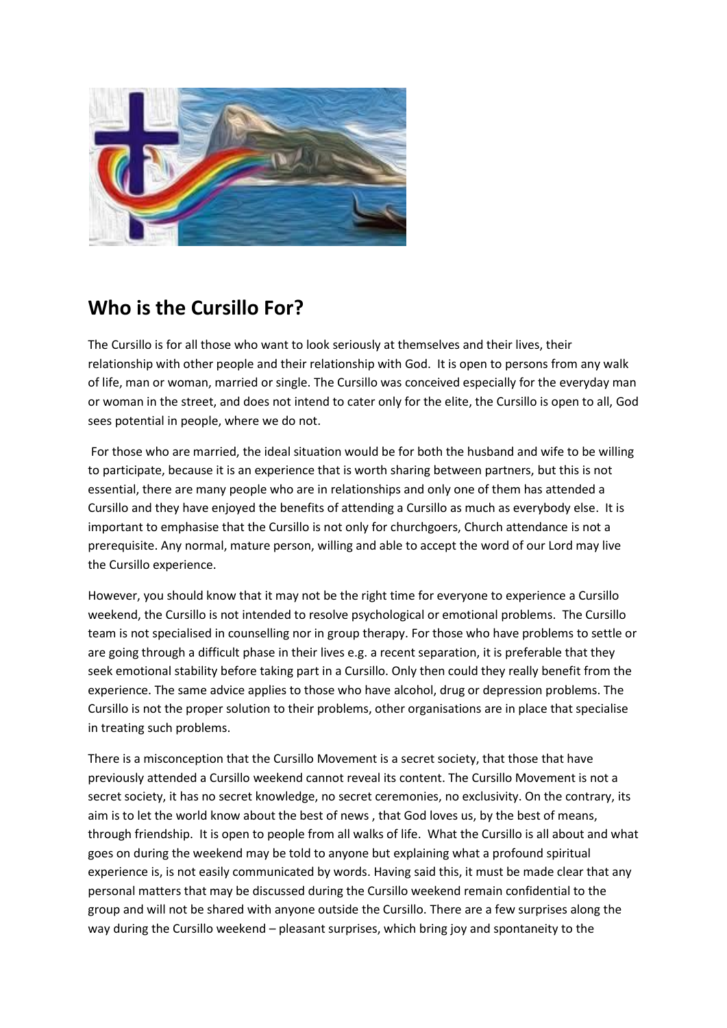## Who is the Cursillo For?

The Cursillo is for all those who want to look seriously at themselves and their lives, their relationship with other people and their relationship with God. It is open to persons from any walk of life, man or woman, married or single. The Cursillo was conceived especially for the everyday man or woman in the street, and does not intend to cater only for the elite, the Cursillo is open to all, God sees potential in people, where we do not.

For those who are married, the ideal situation would be for both the husband and wife to be willing to participate, because it is an experience that is worth sharing between partners, but this is not essential, there are many people who are in relationships and only one of them has attended a Cursillo and they have enjoyed the benefits of attending a Cursillo as much as everybody else. It is important to emphasise that the Cursillo is not only for churchgoers, Church attendance is not a prerequisite. Any normal, mature person, willing and able to accept the word of our Lord may live the Cursillo experience.

However, you should know that it may not be the right time for everyone to experience a Cursillo weekend, the Cursillo is not intended to resolve psychological or emotional problems. The Cursillo team is not specialised in counselling nor in group therapy. For those who have problems to settle or are going through a difficult phase in their lives e.g. a recent separation, it is preferable that they seek emotional stability before taking part in a Cursillo. Only then could they really benefit from the experience. The same advice applies to those who have alcohol, drug or depression problems. The Cursillo is not the proper solution to their problems, other organisations are in place that specialise in treating such problems.

There is a misconception that the Cursillo Movement is a secret society, that those that have previously attended a Cursillo weekend cannot reveal its content. The Cursillo Movement is not a secret society, it has no secret knowledge, no secret ceremonies, no exclusivity. On the contrary, its aim is to let the world know about the best of news , that God loves us, by the best of means, through friendship. It is open to people from all walks of life. What the Cursillo is all about and what goes on during the weekend may be told to anyone but explaining what a profound spiritual experience is, is not easily communicated by words. Having said this, it must be made clear that any personal matters that may be discussed during the Cursillo weekend remain confidential to the group and will not be shared with anyone outside the Cursillo. There are a few surprises along the way during the Cursillo weekend – pleasant surprises, which bring joy and spontaneity to the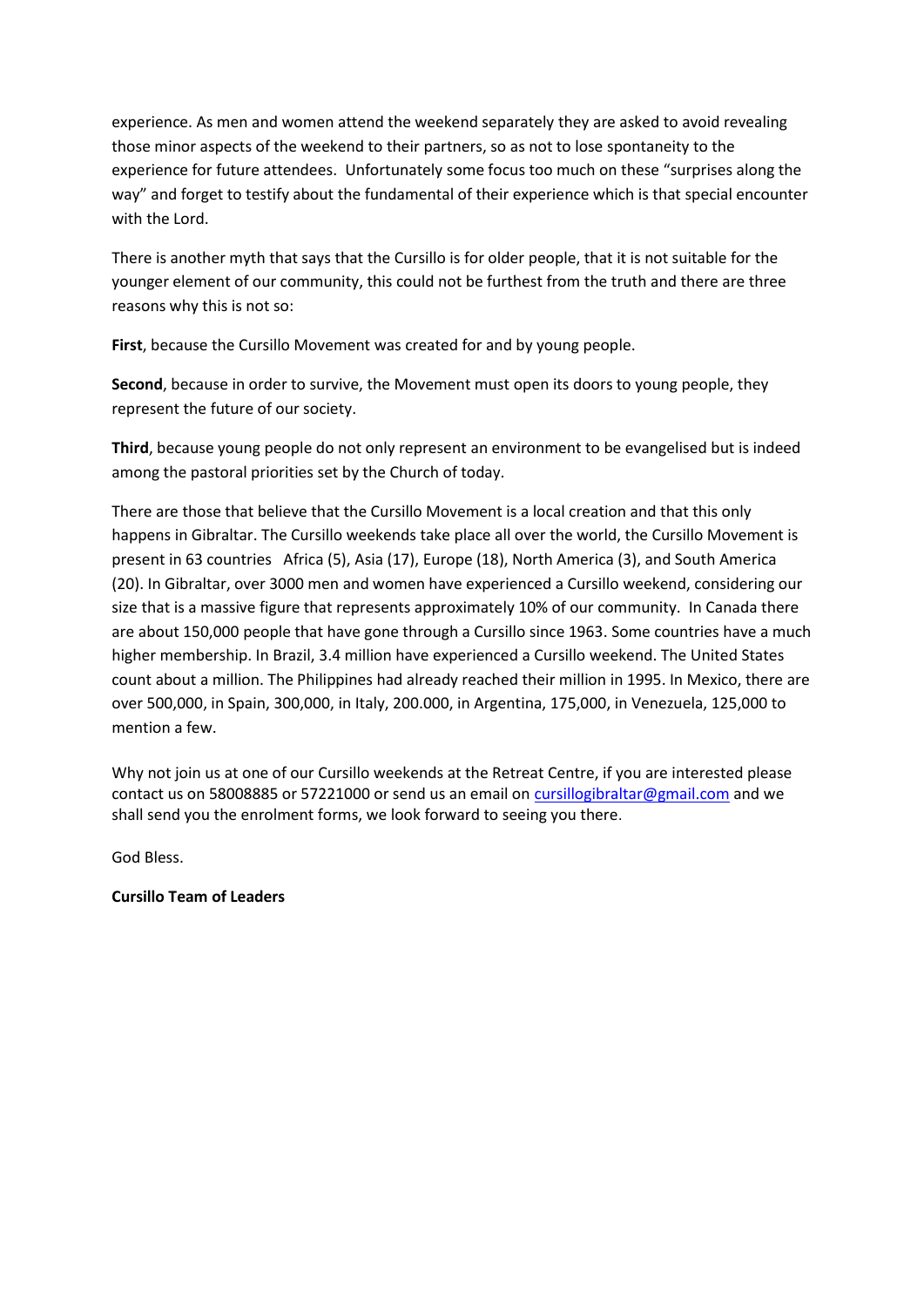experience. As men and women attend the weekend separately they are asked to avoid revealing those minor aspects of the weekend to their partners, so as not to lose spontaneity to the experience for future attendees. Unfortunately some focus too much on these "surprises along the way" and forget to testify about the fundamental of their experience which is that special encounter with the Lord.

There is another myth that says that the Cursillo is for older people, that it is not suitable for the younger element of our community, this could not be furthest from the truth and there are three reasons why this is not so:

**First**, because the Cursillo Movement was created for and by young people.

**Second**, because in order to survive, the Movement must open its doors to young people, they represent the future of our society.

**Third**, because young people do not only represent an environment to be evangelised but is indeed among the pastoral priorities set by the Church of today.

There are those that believe that the Cursillo Movement is a local creation and that this only happens in Gibraltar. The Cursillo weekends take place all over the world, the Cursillo Movement is present in 63 countries Africa (5), Asia (17), Europe (18), North America (3), and South America (20). In Gibraltar, over 3000 men and women have experienced a Cursillo weekend, considering our size that is a massive figure that represents approximately 10% of our community. In Canada there are about 150,000 people that have gone through a Cursillo since 1963. Some countries have a much higher membership. In Brazil, 3.4 million have experienced a Cursillo weekend. The United States count about a million. The Philippines had already reached their million in 1995. In Mexico, there are over 500,000, in Spain, 300,000, in Italy, 200.000, in Argentina, 175,000, in Venezuela, 125,000 to mention a few.

Why not join us at one of our Cursillo weekends at the Retreat Centre, if you are interested please contact us on 58008885 or 57221000 or send us an email on cursillogibraltar@gmail.com and we shall send you the enrolment forms, we look forward to seeing you there.

God Bless.

**Cursillo Team of Leaders**